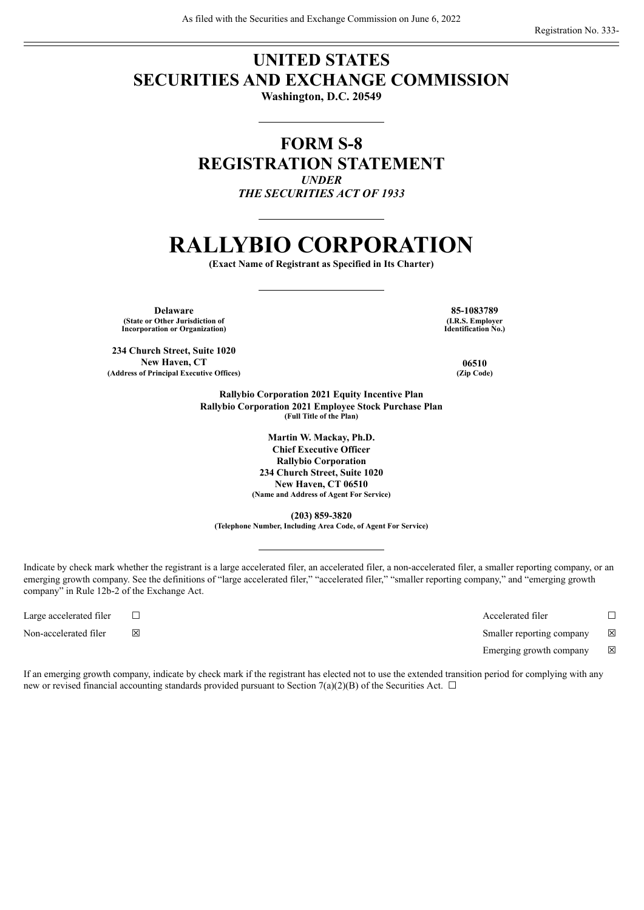As filed with the Securities and Exchange Commission on June 6, 2022

Registration No. 333-

# UNITED STATES SECURITIES AND EXCHANGE COMMISSION

**Washington, D.C. 20549**

## FORM S-8 REGISTRATION STATEMENT

*UNDER*

*THE SECURITIES ACT OF 1933*

# RALLYBIO CORPORATION

**(Exact Name of Registrant as Specified in Its Charter)**

| **Delaware** | **85-1083789** |
|---|---|
| **(State or Other Jurisdiction of Incorporation or Organization)** | **(I.R.S. Employer Identification No.)** |
| **234 Church Street, Suite 1020 New Haven, CT** | **06510** |
| **(Address of Principal Executive Offices)** | **(Zip Code)** |

**Rallybio Corporation 2021 Equity Incentive Plan**
**Rallybio Corporation 2021 Employee Stock Purchase Plan**
**(Full Title of the Plan)**

**Martin W. Mackay, Ph.D.**
**Chief Executive Officer**
**Rallybio Corporation**
**234 Church Street, Suite 1020**
**New Haven, CT 06510**
**(Name and Address of Agent For Service)**

**(203) 859-3820**
**(Telephone Number, Including Area Code, of Agent For Service)**

Indicate by check mark whether the registrant is a large accelerated filer, an accelerated filer, a non-accelerated filer, a smaller reporting company, or an emerging growth company. See the definitions of "large accelerated filer," "accelerated filer," "smaller reporting company," and "emerging growth company" in Rule 12b-2 of the Exchange Act.

| | | | |
|---|---|---|---|
| Large accelerated filer | ☐ | Accelerated filer | ☐ |
| Non-accelerated filer | ☒ | Smaller reporting company | ☒ |
| | | Emerging growth company | ☒ |

If an emerging growth company, indicate by check mark if the registrant has elected not to use the extended transition period for complying with any new or revised financial accounting standards provided pursuant to Section 7(a)(2)(B) of the Securities Act. ☐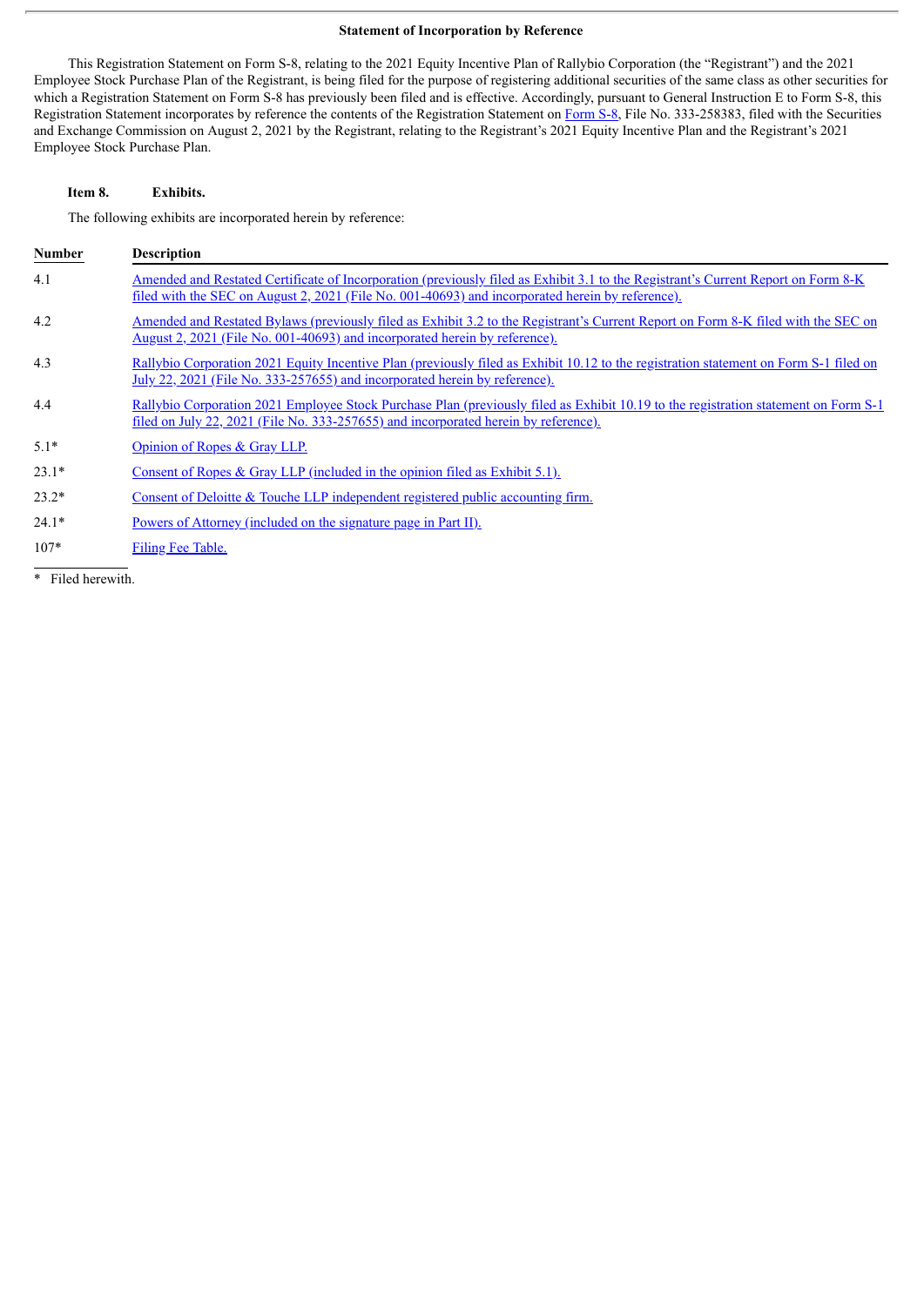### Statement of Incorporation by Reference

This Registration Statement on Form S-8, relating to the 2021 Equity Incentive Plan of Rallybio Corporation (the "Registrant") and the 2021 Employee Stock Purchase Plan of the Registrant, is being filed for the purpose of registering additional securities of the same class as other securities for which a Registration Statement on Form S-8 has previously been filed and is effective. Accordingly, pursuant to General Instruction E to Form S-8, this Registration Statement incorporates by reference the contents of the Registration Statement on Form S-8, File No. 333-258383, filed with the Securities and Exchange Commission on August 2, 2021 by the Registrant, relating to the Registrant's 2021 Equity Incentive Plan and the Registrant's 2021 Employee Stock Purchase Plan.

**Item 8. Exhibits.**

The following exhibits are incorporated herein by reference:

| Number | Description |
|---|---|
| 4.1 | Amended and Restated Certificate of Incorporation (previously filed as Exhibit 3.1 to the Registrant's Current Report on Form 8-K filed with the SEC on August 2, 2021 (File No. 001-40693) and incorporated herein by reference). |
| 4.2 | Amended and Restated Bylaws (previously filed as Exhibit 3.2 to the Registrant's Current Report on Form 8-K filed with the SEC on August 2, 2021 (File No. 001-40693) and incorporated herein by reference). |
| 4.3 | Rallybio Corporation 2021 Equity Incentive Plan (previously filed as Exhibit 10.12 to the registration statement on Form S-1 filed on July 22, 2021 (File No. 333-257655) and incorporated herein by reference). |
| 4.4 | Rallybio Corporation 2021 Employee Stock Purchase Plan (previously filed as Exhibit 10.19 to the registration statement on Form S-1 filed on July 22, 2021 (File No. 333-257655) and incorporated herein by reference). |
| 5.1* | Opinion of Ropes & Gray LLP. |
| 23.1* | Consent of Ropes & Gray LLP (included in the opinion filed as Exhibit 5.1). |
| 23.2* | Consent of Deloitte & Touche LLP independent registered public accounting firm. |
| 24.1* | Powers of Attorney (included on the signature page in Part II). |
| 107* | Filing Fee Table. |

\* Filed herewith.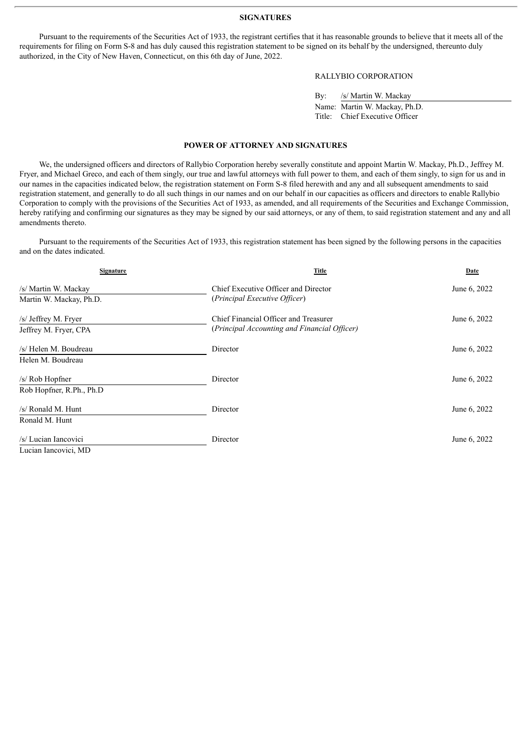## SIGNATURES

Pursuant to the requirements of the Securities Act of 1933, the registrant certifies that it has reasonable grounds to believe that it meets all of the requirements for filing on Form S-8 and has duly caused this registration statement to be signed on its behalf by the undersigned, thereunto duly authorized, in the City of New Haven, Connecticut, on this 6th day of June, 2022.

RALLYBIO CORPORATION

By: /s/ Martin W. Mackay
Name: Martin W. Mackay, Ph.D.
Title: Chief Executive Officer

## POWER OF ATTORNEY AND SIGNATURES

We, the undersigned officers and directors of Rallybio Corporation hereby severally constitute and appoint Martin W. Mackay, Ph.D., Jeffrey M. Fryer, and Michael Greco, and each of them singly, our true and lawful attorneys with full power to them, and each of them singly, to sign for us and in our names in the capacities indicated below, the registration statement on Form S-8 filed herewith and any and all subsequent amendments to said registration statement, and generally to do all such things in our names and on our behalf in our capacities as officers and directors to enable Rallybio Corporation to comply with the provisions of the Securities Act of 1933, as amended, and all requirements of the Securities and Exchange Commission, hereby ratifying and confirming our signatures as they may be signed by our said attorneys, or any of them, to said registration statement and any and all amendments thereto.

Pursuant to the requirements of the Securities Act of 1933, this registration statement has been signed by the following persons in the capacities and on the dates indicated.

| Signature | Title | Date |
|---|---|---|
| /s/ Martin W. Mackay<br>Martin W. Mackay, Ph.D. | Chief Executive Officer and Director<br>(*Principal Executive Officer*) | June 6, 2022 |
| /s/ Jeffrey M. Fryer<br>Jeffrey M. Fryer, CPA | Chief Financial Officer and Treasurer<br>(*Principal Accounting and Financial Officer)* | June 6, 2022 |
| /s/ Helen M. Boudreau<br>Helen M. Boudreau | Director | June 6, 2022 |
| /s/ Rob Hopfner<br>Rob Hopfner, R.Ph., Ph.D | Director | June 6, 2022 |
| /s/ Ronald M. Hunt<br>Ronald M. Hunt | Director | June 6, 2022 |
| /s/ Lucian Iancovici<br>Lucian Iancovici, MD | Director | June 6, 2022 |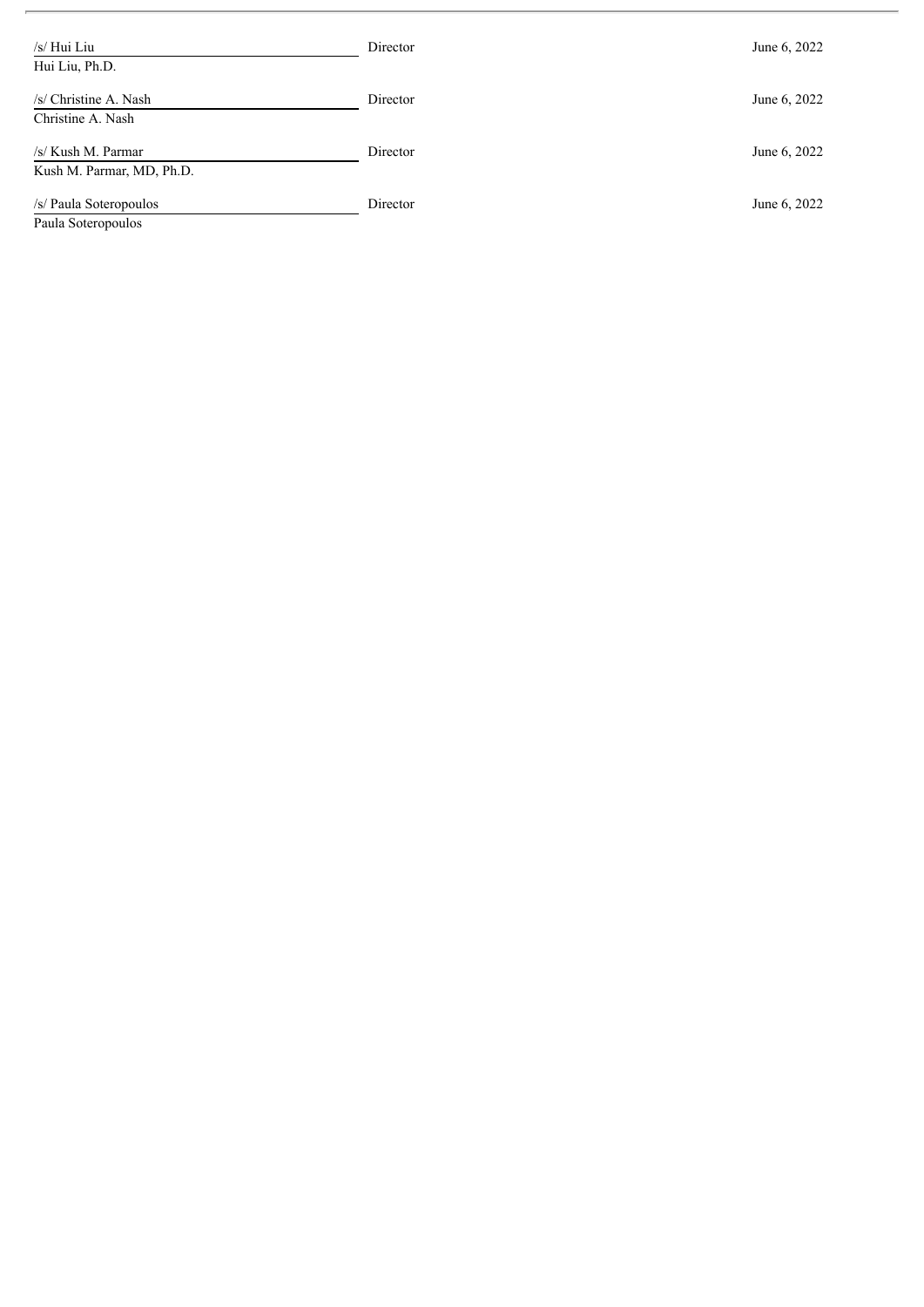| | | |
|---|---|---|
| /s/ Hui Liu<br>Hui Liu, Ph.D. | Director | June 6, 2022 |
| /s/ Christine A. Nash<br>Christine A. Nash | Director | June 6, 2022 |
| /s/ Kush M. Parmar<br>Kush M. Parmar, MD, Ph.D. | Director | June 6, 2022 |
| /s/ Paula Soteropoulos<br>Paula Soteropoulos | Director | June 6, 2022 |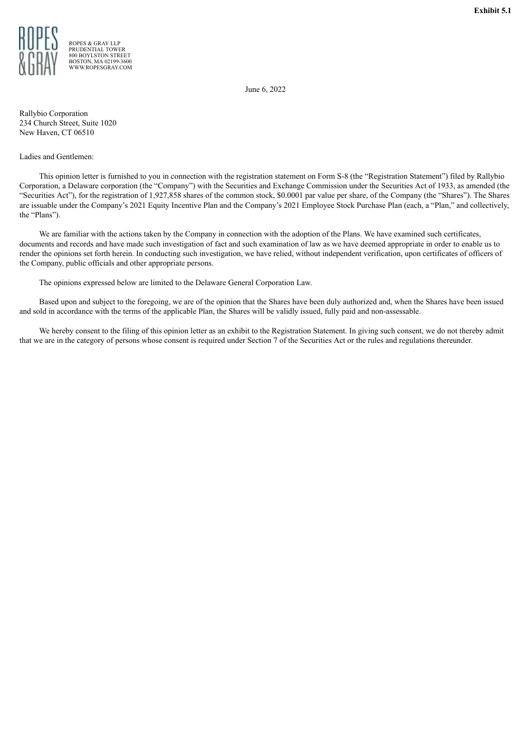**Exhibit 5.1**

ROPES & GRAY LLP
PRUDENTIAL TOWER
800 BOYLSTON STREET
BOSTON, MA 02199-3600
WWW.ROPESGRAY.COM

June 6, 2022

Rallybio Corporation
234 Church Street, Suite 1020
New Haven, CT 06510

Ladies and Gentlemen:

This opinion letter is furnished to you in connection with the registration statement on Form S-8 (the "Registration Statement") filed by Rallybio Corporation, a Delaware corporation (the "Company") with the Securities and Exchange Commission under the Securities Act of 1933, as amended (the "Securities Act"), for the registration of 1,927,858 shares of the common stock, $0.0001 par value per share, of the Company (the "Shares"). The Shares are issuable under the Company's 2021 Equity Incentive Plan and the Company's 2021 Employee Stock Purchase Plan (each, a "Plan," and collectively, the "Plans").

We are familiar with the actions taken by the Company in connection with the adoption of the Plans. We have examined such certificates, documents and records and have made such investigation of fact and such examination of law as we have deemed appropriate in order to enable us to render the opinions set forth herein. In conducting such investigation, we have relied, without independent verification, upon certificates of officers of the Company, public officials and other appropriate persons.

The opinions expressed below are limited to the Delaware General Corporation Law.

Based upon and subject to the foregoing, we are of the opinion that the Shares have been duly authorized and, when the Shares have been issued and sold in accordance with the terms of the applicable Plan, the Shares will be validly issued, fully paid and non-assessable.

We hereby consent to the filing of this opinion letter as an exhibit to the Registration Statement. In giving such consent, we do not thereby admit that we are in the category of persons whose consent is required under Section 7 of the Securities Act or the rules and regulations thereunder.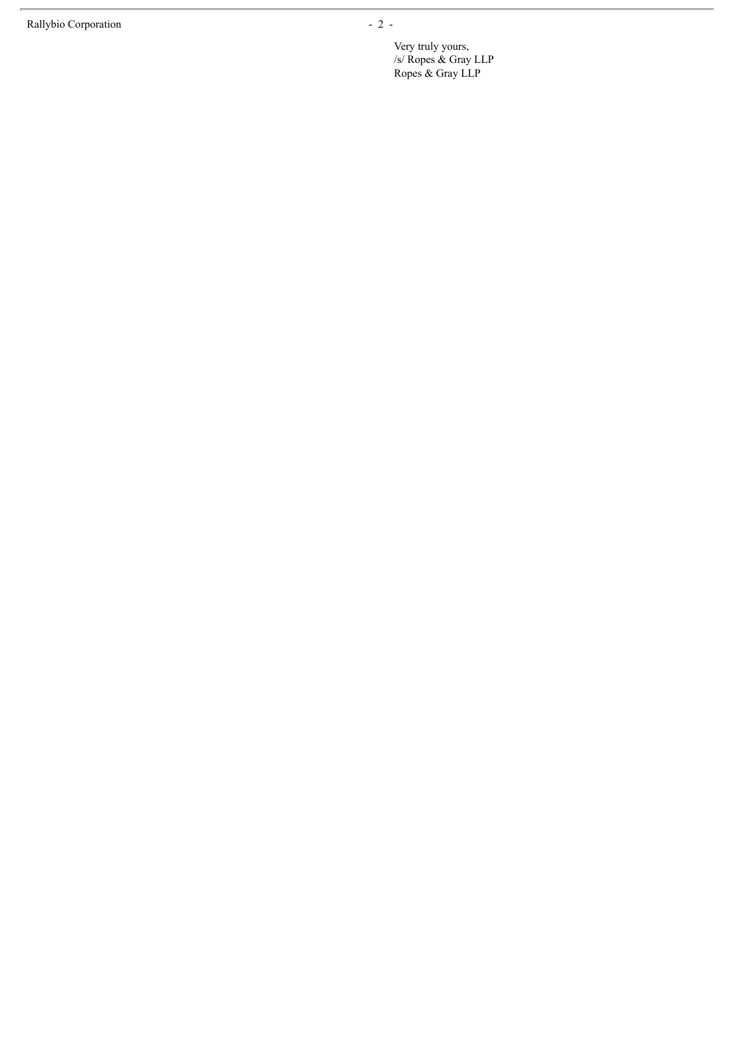Very truly yours,
/s/ Ropes & Gray LLP
Ropes & Gray LLP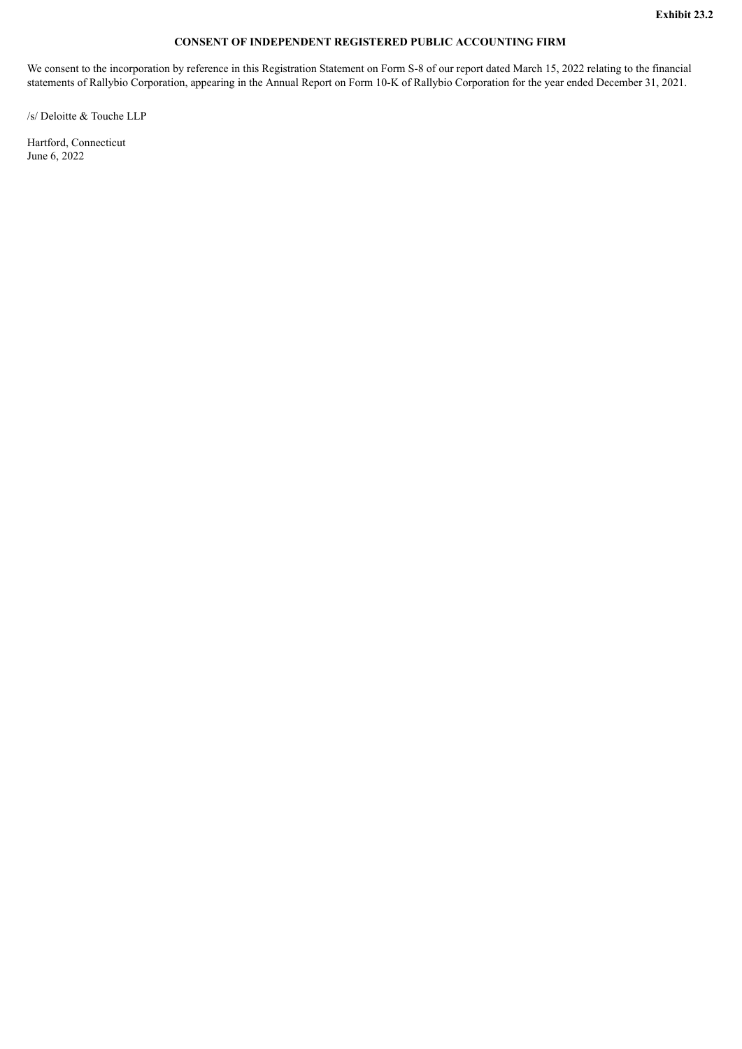**Exhibit 23.2**

# CONSENT OF INDEPENDENT REGISTERED PUBLIC ACCOUNTING FIRM

We consent to the incorporation by reference in this Registration Statement on Form S-8 of our report dated March 15, 2022 relating to the financial statements of Rallybio Corporation, appearing in the Annual Report on Form 10-K of Rallybio Corporation for the year ended December 31, 2021.

/s/ Deloitte & Touche LLP

Hartford, Connecticut
June 6, 2022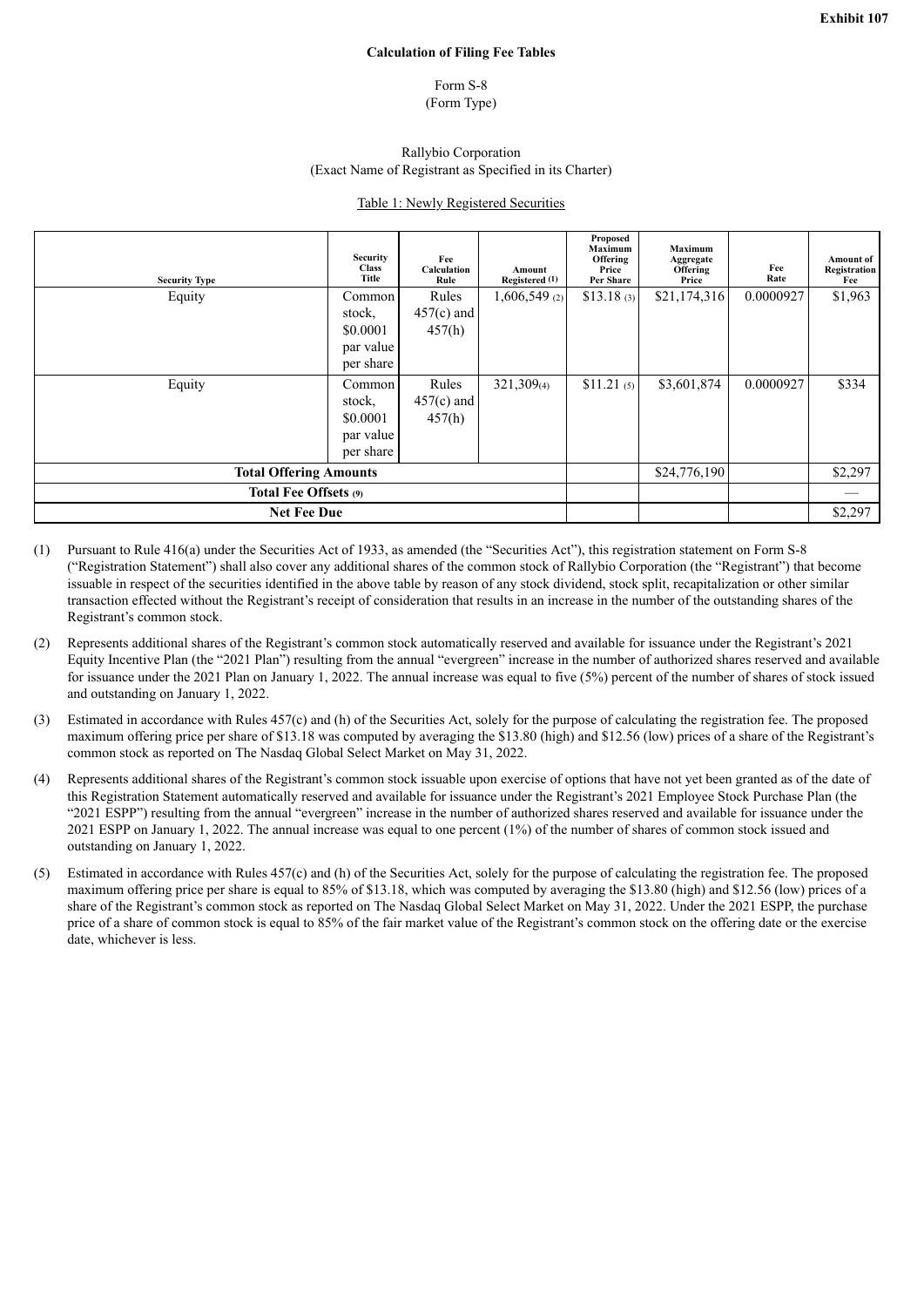**Exhibit 107**

**Calculation of Filing Fee Tables**

Form S-8
(Form Type)

Rallybio Corporation
(Exact Name of Registrant as Specified in its Charter)

Table 1: Newly Registered Securities

| Security Type | Security Class Title | Fee Calculation Rule | Amount Registered (1) | Proposed Maximum Offering Price Per Share | Maximum Aggregate Offering Price | Fee Rate | Amount of Registration Fee |
|---|---|---|---|---|---|---|---|
| Equity | Common stock, $0.0001 par value per share | Rules 457(c) and 457(h) | 1,606,549 (2) | $13.18 (3) | $21,174,316 | 0.0000927 | $1,963 |
| Equity | Common stock, $0.0001 par value per share | Rules 457(c) and 457(h) | 321,309(4) | $11.21 (5) | $3,601,874 | 0.0000927 | $334 |
| **Total Offering Amounts** | | | | | $24,776,190 | | $2,297 |
| **Total Fee Offsets (9)** | | | | | | | — |
| **Net Fee Due** | | | | | | | $2,297 |

(1) Pursuant to Rule 416(a) under the Securities Act of 1933, as amended (the "Securities Act"), this registration statement on Form S-8 ("Registration Statement") shall also cover any additional shares of the common stock of Rallybio Corporation (the "Registrant") that become issuable in respect of the securities identified in the above table by reason of any stock dividend, stock split, recapitalization or other similar transaction effected without the Registrant's receipt of consideration that results in an increase in the number of the outstanding shares of the Registrant's common stock.

(2) Represents additional shares of the Registrant's common stock automatically reserved and available for issuance under the Registrant's 2021 Equity Incentive Plan (the "2021 Plan") resulting from the annual "evergreen" increase in the number of authorized shares reserved and available for issuance under the 2021 Plan on January 1, 2022. The annual increase was equal to five (5%) percent of the number of shares of stock issued and outstanding on January 1, 2022.

(3) Estimated in accordance with Rules 457(c) and (h) of the Securities Act, solely for the purpose of calculating the registration fee. The proposed maximum offering price per share of $13.18 was computed by averaging the $13.80 (high) and $12.56 (low) prices of a share of the Registrant's common stock as reported on The Nasdaq Global Select Market on May 31, 2022.

(4) Represents additional shares of the Registrant's common stock issuable upon exercise of options that have not yet been granted as of the date of this Registration Statement automatically reserved and available for issuance under the Registrant's 2021 Employee Stock Purchase Plan (the "2021 ESPP") resulting from the annual "evergreen" increase in the number of authorized shares reserved and available for issuance under the 2021 ESPP on January 1, 2022. The annual increase was equal to one percent (1%) of the number of shares of common stock issued and outstanding on January 1, 2022.

(5) Estimated in accordance with Rules 457(c) and (h) of the Securities Act, solely for the purpose of calculating the registration fee. The proposed maximum offering price per share is equal to 85% of $13.18, which was computed by averaging the $13.80 (high) and $12.56 (low) prices of a share of the Registrant's common stock as reported on The Nasdaq Global Select Market on May 31, 2022. Under the 2021 ESPP, the purchase price of a share of common stock is equal to 85% of the fair market value of the Registrant's common stock on the offering date or the exercise date, whichever is less.